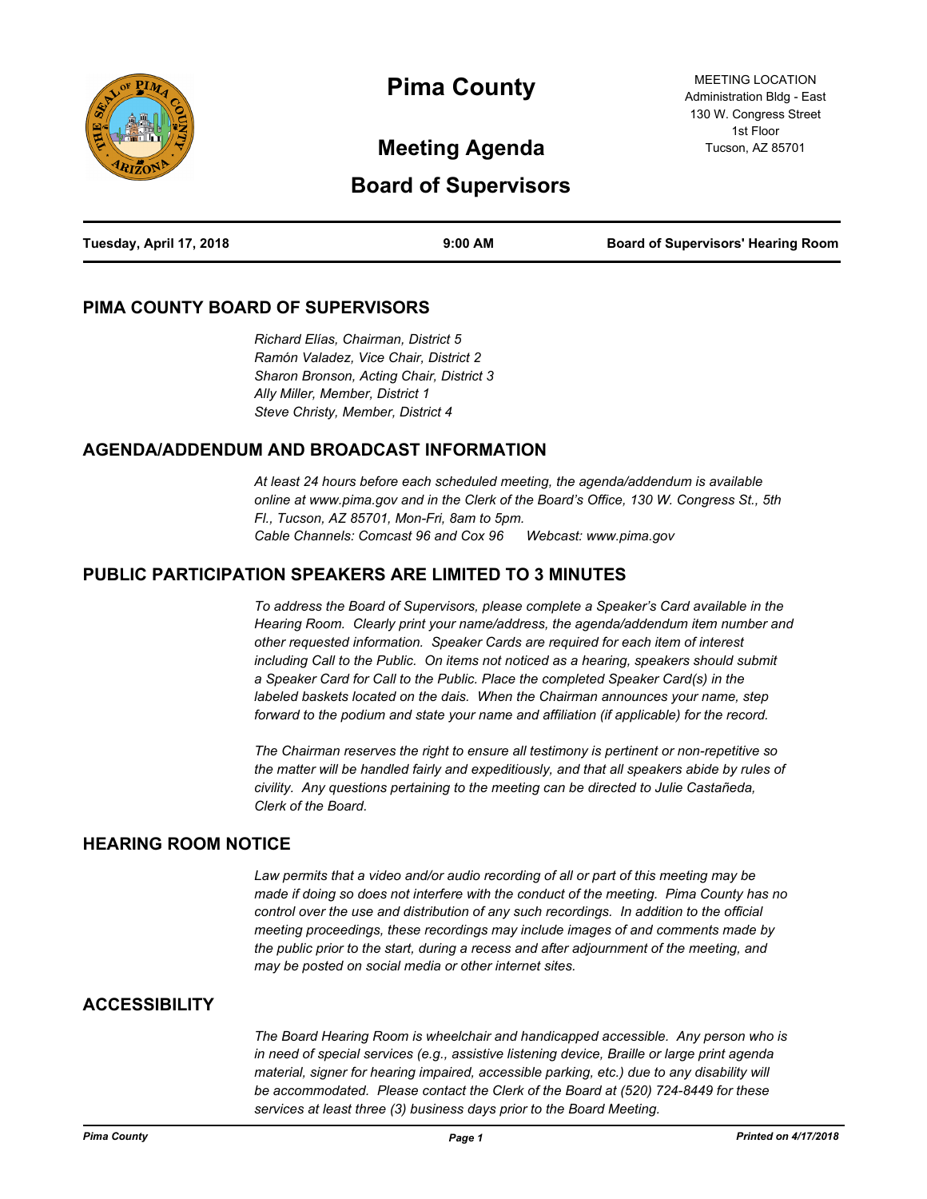# Pima County

## Meeting Agenda

## Board of Supervisors

MEETING LOCATION
Administration Bldg - East
130 W. Congress Street
1st Floor
Tucson, AZ 85701

**Tuesday, April 17, 2018** | **9:00 AM** | **Board of Supervisors' Hearing Room**

## PIMA COUNTY BOARD OF SUPERVISORS

*Richard Elías, Chairman, District 5*
*Ramón Valadez, Vice Chair, District 2*
*Sharon Bronson, Acting Chair, District 3*
*Ally Miller, Member, District 1*
*Steve Christy, Member, District 4*

## AGENDA/ADDENDUM AND BROADCAST INFORMATION

*At least 24 hours before each scheduled meeting, the agenda/addendum is available online at www.pima.gov and in the Clerk of the Board's Office, 130 W. Congress St., 5th Fl., Tucson, AZ 85701, Mon-Fri, 8am to 5pm.*
*Cable Channels: Comcast 96 and Cox 96      Webcast: www.pima.gov*

## PUBLIC PARTICIPATION SPEAKERS ARE LIMITED TO 3 MINUTES

*To address the Board of Supervisors, please complete a Speaker's Card available in the Hearing Room. Clearly print your name/address, the agenda/addendum item number and other requested information. Speaker Cards are required for each item of interest including Call to the Public. On items not noticed as a hearing, speakers should submit a Speaker Card for Call to the Public. Place the completed Speaker Card(s) in the labeled baskets located on the dais. When the Chairman announces your name, step forward to the podium and state your name and affiliation (if applicable) for the record.*

*The Chairman reserves the right to ensure all testimony is pertinent or non-repetitive so the matter will be handled fairly and expeditiously, and that all speakers abide by rules of civility. Any questions pertaining to the meeting can be directed to Julie Castañeda, Clerk of the Board.*

## HEARING ROOM NOTICE

*Law permits that a video and/or audio recording of all or part of this meeting may be made if doing so does not interfere with the conduct of the meeting. Pima County has no control over the use and distribution of any such recordings. In addition to the official meeting proceedings, these recordings may include images of and comments made by the public prior to the start, during a recess and after adjournment of the meeting, and may be posted on social media or other internet sites.*

## ACCESSIBILITY

*The Board Hearing Room is wheelchair and handicapped accessible. Any person who is in need of special services (e.g., assistive listening device, Braille or large print agenda material, signer for hearing impaired, accessible parking, etc.) due to any disability will be accommodated. Please contact the Clerk of the Board at (520) 724-8449 for these services at least three (3) business days prior to the Board Meeting.*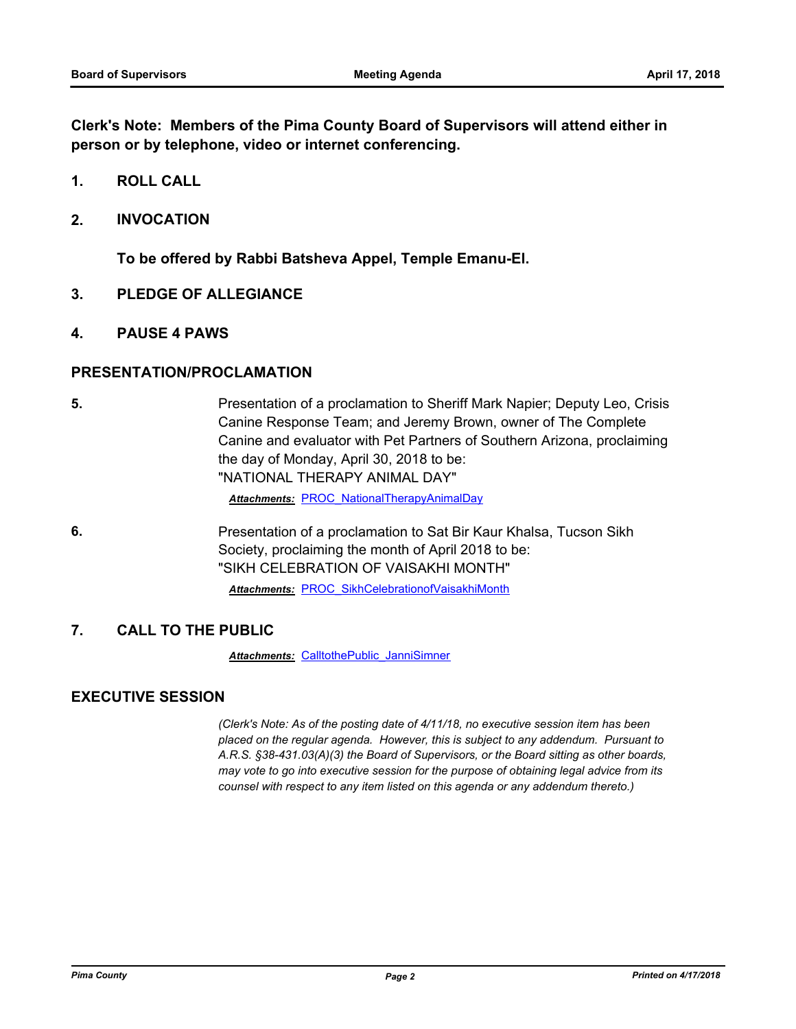**Clerk's Note: Members of the Pima County Board of Supervisors will attend either in person or by telephone, video or internet conferencing.**

## 1. ROLL CALL

## 2. INVOCATION

**To be offered by Rabbi Batsheva Appel, Temple Emanu-El.**

## 3. PLEDGE OF ALLEGIANCE

## 4. PAUSE 4 PAWS

## PRESENTATION/PROCLAMATION

**5.** Presentation of a proclamation to Sheriff Mark Napier; Deputy Leo, Crisis Canine Response Team; and Jeremy Brown, owner of The Complete Canine and evaluator with Pet Partners of Southern Arizona, proclaiming the day of Monday, April 30, 2018 to be:
"NATIONAL THERAPY ANIMAL DAY"

***Attachments:*** PROC_NationalTherapyAnimalDay

**6.** Presentation of a proclamation to Sat Bir Kaur Khalsa, Tucson Sikh Society, proclaiming the month of April 2018 to be:
"SIKH CELEBRATION OF VAISAKHI MONTH"

***Attachments:*** PROC_SikhCelebrationofVaisakhiMonth

## 7. CALL TO THE PUBLIC

***Attachments:*** CalltothePublic_JanniSimner

## EXECUTIVE SESSION

*(Clerk's Note: As of the posting date of 4/11/18, no executive session item has been placed on the regular agenda. However, this is subject to any addendum. Pursuant to A.R.S. §38-431.03(A)(3) the Board of Supervisors, or the Board sitting as other boards, may vote to go into executive session for the purpose of obtaining legal advice from its counsel with respect to any item listed on this agenda or any addendum thereto.)*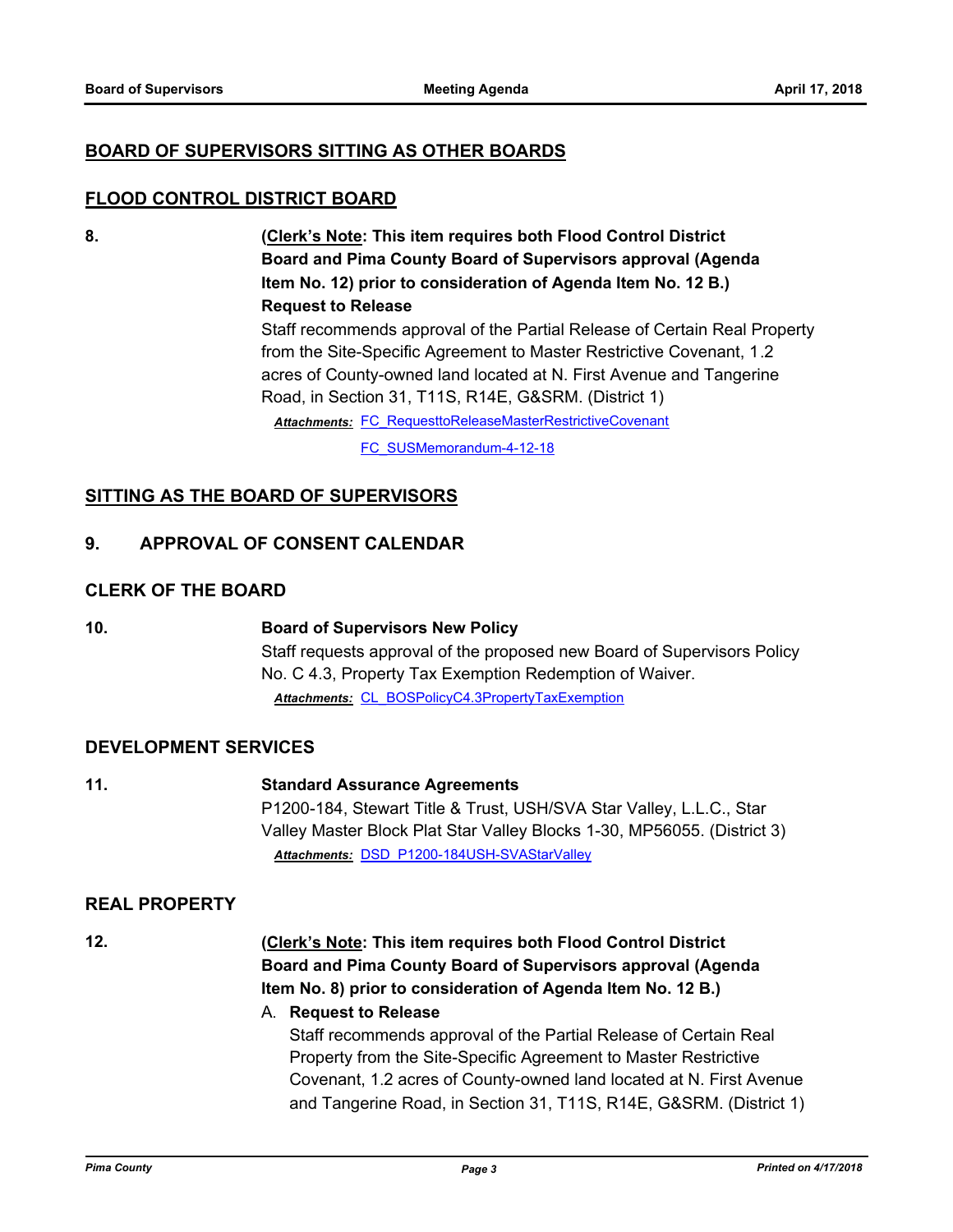## BOARD OF SUPERVISORS SITTING AS OTHER BOARDS

## FLOOD CONTROL DISTRICT BOARD

**8.** **(Clerk's Note: This item requires both Flood Control District Board and Pima County Board of Supervisors approval (Agenda Item No. 12) prior to consideration of Agenda Item No. 12 B.)**

**Request to Release**

Staff recommends approval of the Partial Release of Certain Real Property from the Site-Specific Agreement to Master Restrictive Covenant, 1.2 acres of County-owned land located at N. First Avenue and Tangerine Road, in Section 31, T11S, R14E, G&SRM. (District 1)

***Attachments:*** FC_RequesttoReleaseMasterRestrictiveCovenant

FC_SUSMemorandum-4-12-18

## SITTING AS THE BOARD OF SUPERVISORS

## 9. APPROVAL OF CONSENT CALENDAR

### CLERK OF THE BOARD

**10.** **Board of Supervisors New Policy**

Staff requests approval of the proposed new Board of Supervisors Policy No. C 4.3, Property Tax Exemption Redemption of Waiver.

***Attachments:*** CL_BOSPolicyC4.3PropertyTaxExemption

### DEVELOPMENT SERVICES

**11.** **Standard Assurance Agreements**

P1200-184, Stewart Title & Trust, USH/SVA Star Valley, L.L.C., Star Valley Master Block Plat Star Valley Blocks 1-30, MP56055. (District 3)

***Attachments:*** DSD_P1200-184USH-SVAStarValley

### REAL PROPERTY

**12.** **(Clerk's Note: This item requires both Flood Control District Board and Pima County Board of Supervisors approval (Agenda Item No. 8) prior to consideration of Agenda Item No. 12 B.)**

A. **Request to Release**

Staff recommends approval of the Partial Release of Certain Real Property from the Site-Specific Agreement to Master Restrictive Covenant, 1.2 acres of County-owned land located at N. First Avenue and Tangerine Road, in Section 31, T11S, R14E, G&SRM. (District 1)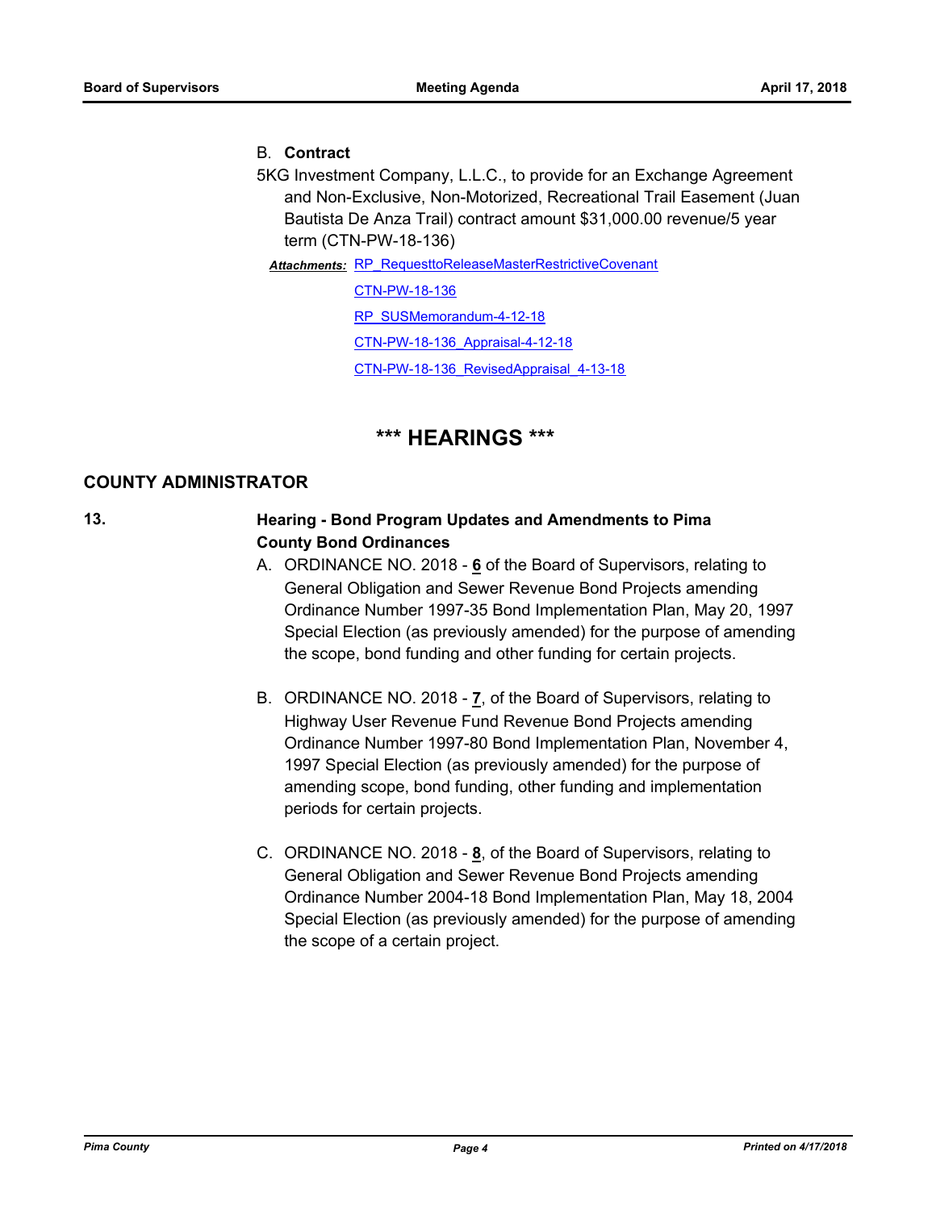B. **Contract**

5KG Investment Company, L.L.C., to provide for an Exchange Agreement and Non-Exclusive, Non-Motorized, Recreational Trail Easement (Juan Bautista De Anza Trail) contract amount $31,000.00 revenue/5 year term (CTN-PW-18-136)

***Attachments:*** RP_RequesttoReleaseMasterRestrictiveCovenant
CTN-PW-18-136
RP_SUSMemorandum-4-12-18
CTN-PW-18-136_Appraisal-4-12-18
CTN-PW-18-136_RevisedAppraisal_4-13-18

# *** HEARINGS ***

## COUNTY ADMINISTRATOR

**13. Hearing - Bond Program Updates and Amendments to Pima County Bond Ordinances**

A. ORDINANCE NO. 2018 - **6** of the Board of Supervisors, relating to General Obligation and Sewer Revenue Bond Projects amending Ordinance Number 1997-35 Bond Implementation Plan, May 20, 1997 Special Election (as previously amended) for the purpose of amending the scope, bond funding and other funding for certain projects.

B. ORDINANCE NO. 2018 - **7**, of the Board of Supervisors, relating to Highway User Revenue Fund Revenue Bond Projects amending Ordinance Number 1997-80 Bond Implementation Plan, November 4, 1997 Special Election (as previously amended) for the purpose of amending scope, bond funding, other funding and implementation periods for certain projects.

C. ORDINANCE NO. 2018 - **8**, of the Board of Supervisors, relating to General Obligation and Sewer Revenue Bond Projects amending Ordinance Number 2004-18 Bond Implementation Plan, May 18, 2004 Special Election (as previously amended) for the purpose of amending the scope of a certain project.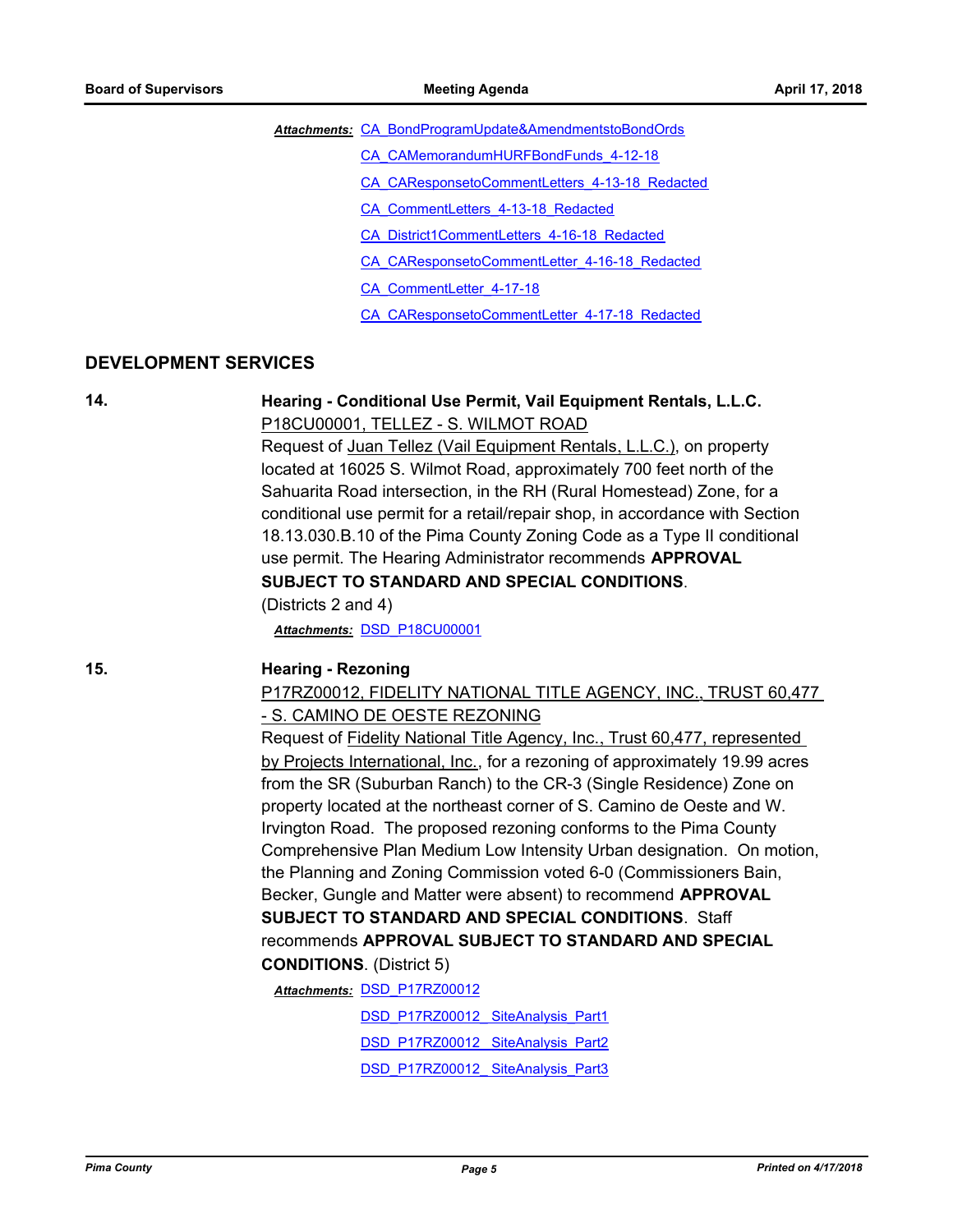***Attachments:*** CA_BondProgramUpdate&AmendmentstoBondOrds

CA_CAMemorandumHURFBondFunds_4-12-18

CA_CAResponsetoCommentLetters_4-13-18_Redacted

CA_CommentLetters_4-13-18_Redacted

CA_District1CommentLetters_4-16-18_Redacted

CA_CAResponsetoCommentLetter_4-16-18_Redacted

CA_CommentLetter_4-17-18

CA_CAResponsetoCommentLetter_4-17-18_Redacted

## DEVELOPMENT SERVICES

**14.** **Hearing - Conditional Use Permit, Vail Equipment Rentals, L.L.C.**

P18CU00001, TELLEZ - S. WILMOT ROAD

Request of Juan Tellez (Vail Equipment Rentals, L.L.C.), on property located at 16025 S. Wilmot Road, approximately 700 feet north of the Sahuarita Road intersection, in the RH (Rural Homestead) Zone, for a conditional use permit for a retail/repair shop, in accordance with Section 18.13.030.B.10 of the Pima County Zoning Code as a Type II conditional use permit. The Hearing Administrator recommends **APPROVAL SUBJECT TO STANDARD AND SPECIAL CONDITIONS**. (Districts 2 and 4)

***Attachments:*** DSD_P18CU00001

**15.** **Hearing - Rezoning**

P17RZ00012, FIDELITY NATIONAL TITLE AGENCY, INC., TRUST 60,477 - S. CAMINO DE OESTE REZONING

Request of Fidelity National Title Agency, Inc., Trust 60,477, represented by Projects International, Inc., for a rezoning of approximately 19.99 acres from the SR (Suburban Ranch) to the CR-3 (Single Residence) Zone on property located at the northeast corner of S. Camino de Oeste and W. Irvington Road. The proposed rezoning conforms to the Pima County Comprehensive Plan Medium Low Intensity Urban designation. On motion, the Planning and Zoning Commission voted 6-0 (Commissioners Bain, Becker, Gungle and Matter were absent) to recommend **APPROVAL SUBJECT TO STANDARD AND SPECIAL CONDITIONS**. Staff recommends **APPROVAL SUBJECT TO STANDARD AND SPECIAL CONDITIONS**. (District 5)

***Attachments:*** DSD_P17RZ00012

DSD_P17RZ00012_ SiteAnalysis_Part1

DSD_P17RZ00012_ SiteAnalysis_Part2

DSD_P17RZ00012_ SiteAnalysis_Part3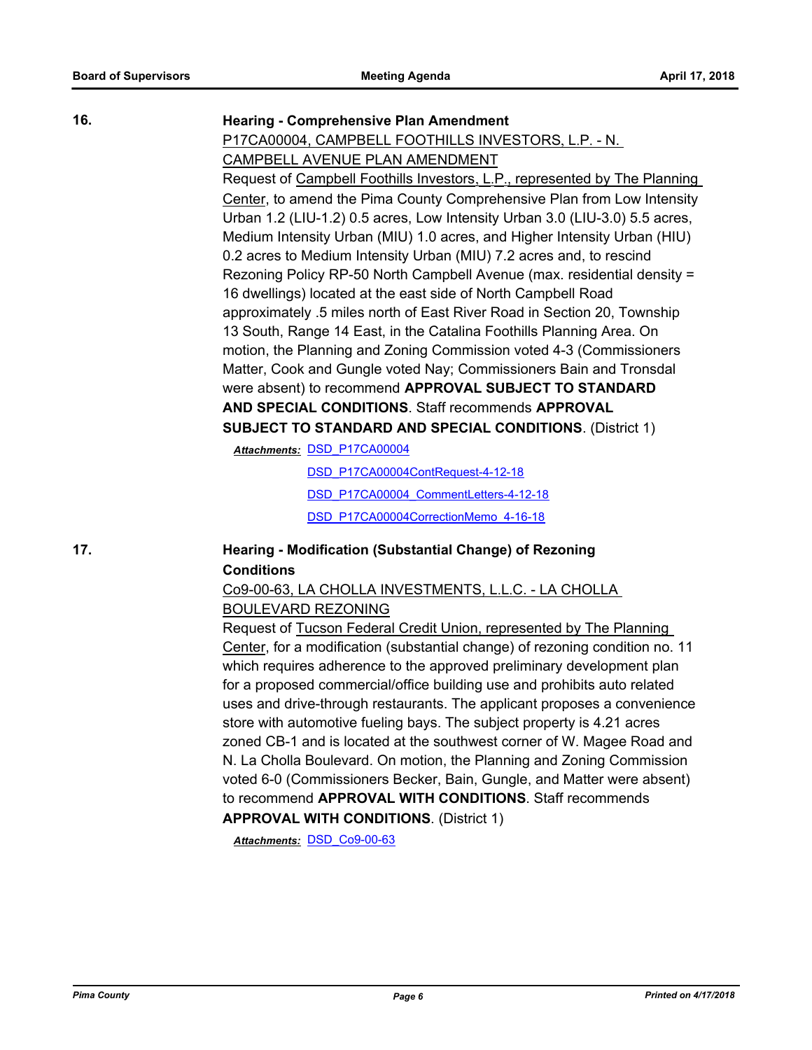**16.** **Hearing - Comprehensive Plan Amendment**

P17CA00004, CAMPBELL FOOTHILLS INVESTORS, L.P. - N. CAMPBELL AVENUE PLAN AMENDMENT

Request of Campbell Foothills Investors, L.P., represented by The Planning Center, to amend the Pima County Comprehensive Plan from Low Intensity Urban 1.2 (LIU-1.2) 0.5 acres, Low Intensity Urban 3.0 (LIU-3.0) 5.5 acres, Medium Intensity Urban (MIU) 1.0 acres, and Higher Intensity Urban (HIU) 0.2 acres to Medium Intensity Urban (MIU) 7.2 acres and, to rescind Rezoning Policy RP-50 North Campbell Avenue (max. residential density = 16 dwellings) located at the east side of North Campbell Road approximately .5 miles north of East River Road in Section 20, Township 13 South, Range 14 East, in the Catalina Foothills Planning Area. On motion, the Planning and Zoning Commission voted 4-3 (Commissioners Matter, Cook and Gungle voted Nay; Commissioners Bain and Tronsdal were absent) to recommend **APPROVAL SUBJECT TO STANDARD AND SPECIAL CONDITIONS**. Staff recommends **APPROVAL SUBJECT TO STANDARD AND SPECIAL CONDITIONS**. (District 1)

***Attachments:*** DSD_P17CA00004

DSD_P17CA00004ContRequest-4-12-18

DSD_P17CA00004_CommentLetters-4-12-18

DSD_P17CA00004CorrectionMemo_4-16-18

**17.** **Hearing - Modification (Substantial Change) of Rezoning Conditions**

Co9-00-63, LA CHOLLA INVESTMENTS, L.L.C. - LA CHOLLA BOULEVARD REZONING

Request of Tucson Federal Credit Union, represented by The Planning Center, for a modification (substantial change) of rezoning condition no. 11 which requires adherence to the approved preliminary development plan for a proposed commercial/office building use and prohibits auto related uses and drive-through restaurants. The applicant proposes a convenience store with automotive fueling bays. The subject property is 4.21 acres zoned CB-1 and is located at the southwest corner of W. Magee Road and N. La Cholla Boulevard. On motion, the Planning and Zoning Commission voted 6-0 (Commissioners Becker, Bain, Gungle, and Matter were absent) to recommend **APPROVAL WITH CONDITIONS**. Staff recommends **APPROVAL WITH CONDITIONS**. (District 1)

***Attachments:*** DSD_Co9-00-63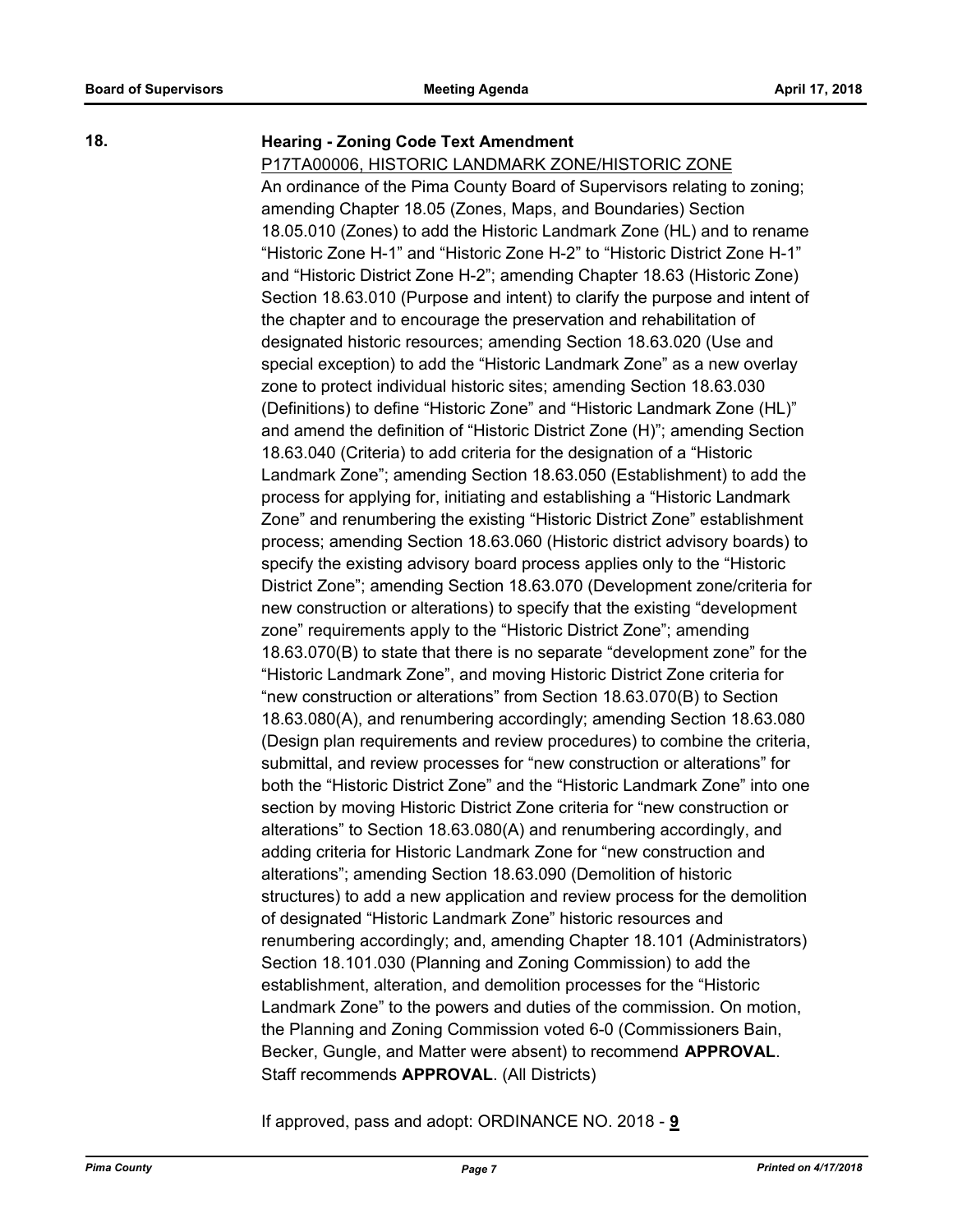**18.** **Hearing - Zoning Code Text Amendment**

P17TA00006, HISTORIC LANDMARK ZONE/HISTORIC ZONE

An ordinance of the Pima County Board of Supervisors relating to zoning; amending Chapter 18.05 (Zones, Maps, and Boundaries) Section 18.05.010 (Zones) to add the Historic Landmark Zone (HL) and to rename "Historic Zone H-1" and "Historic Zone H-2" to "Historic District Zone H-1" and "Historic District Zone H-2"; amending Chapter 18.63 (Historic Zone) Section 18.63.010 (Purpose and intent) to clarify the purpose and intent of the chapter and to encourage the preservation and rehabilitation of designated historic resources; amending Section 18.63.020 (Use and special exception) to add the "Historic Landmark Zone" as a new overlay zone to protect individual historic sites; amending Section 18.63.030 (Definitions) to define "Historic Zone" and "Historic Landmark Zone (HL)" and amend the definition of "Historic District Zone (H)"; amending Section 18.63.040 (Criteria) to add criteria for the designation of a "Historic Landmark Zone"; amending Section 18.63.050 (Establishment) to add the process for applying for, initiating and establishing a "Historic Landmark Zone" and renumbering the existing "Historic District Zone" establishment process; amending Section 18.63.060 (Historic district advisory boards) to specify the existing advisory board process applies only to the "Historic District Zone"; amending Section 18.63.070 (Development zone/criteria for new construction or alterations) to specify that the existing "development zone" requirements apply to the "Historic District Zone"; amending 18.63.070(B) to state that there is no separate "development zone" for the "Historic Landmark Zone", and moving Historic District Zone criteria for "new construction or alterations" from Section 18.63.070(B) to Section 18.63.080(A), and renumbering accordingly; amending Section 18.63.080 (Design plan requirements and review procedures) to combine the criteria, submittal, and review processes for "new construction or alterations" for both the "Historic District Zone" and the "Historic Landmark Zone" into one section by moving Historic District Zone criteria for "new construction or alterations" to Section 18.63.080(A) and renumbering accordingly, and adding criteria for Historic Landmark Zone for "new construction and alterations"; amending Section 18.63.090 (Demolition of historic structures) to add a new application and review process for the demolition of designated "Historic Landmark Zone" historic resources and renumbering accordingly; and, amending Chapter 18.101 (Administrators) Section 18.101.030 (Planning and Zoning Commission) to add the establishment, alteration, and demolition processes for the "Historic Landmark Zone" to the powers and duties of the commission. On motion, the Planning and Zoning Commission voted 6-0 (Commissioners Bain, Becker, Gungle, and Matter were absent) to recommend **APPROVAL**. Staff recommends **APPROVAL**. (All Districts)

If approved, pass and adopt: ORDINANCE NO. 2018 - **9**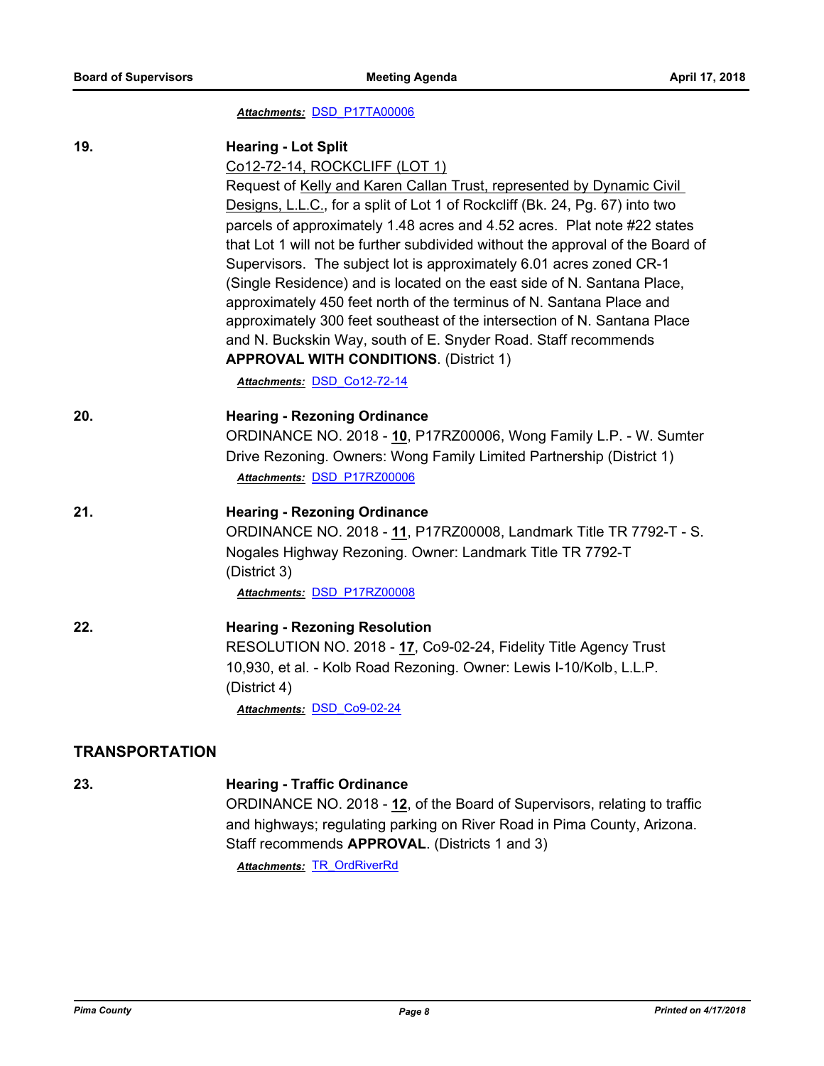*Attachments:* DSD_P17TA00006

**19. Hearing - Lot Split**

Co12-72-14, ROCKCLIFF (LOT 1)

Request of Kelly and Karen Callan Trust, represented by Dynamic Civil Designs, L.L.C., for a split of Lot 1 of Rockcliff (Bk. 24, Pg. 67) into two parcels of approximately 1.48 acres and 4.52 acres. Plat note #22 states that Lot 1 will not be further subdivided without the approval of the Board of Supervisors. The subject lot is approximately 6.01 acres zoned CR-1 (Single Residence) and is located on the east side of N. Santana Place, approximately 450 feet north of the terminus of N. Santana Place and approximately 300 feet southeast of the intersection of N. Santana Place and N. Buckskin Way, south of E. Snyder Road. Staff recommends **APPROVAL WITH CONDITIONS**. (District 1)

*Attachments:* DSD_Co12-72-14

**20. Hearing - Rezoning Ordinance**

ORDINANCE NO. 2018 - **10**, P17RZ00006, Wong Family L.P. - W. Sumter Drive Rezoning. Owners: Wong Family Limited Partnership (District 1)

*Attachments:* DSD_P17RZ00006

**21. Hearing - Rezoning Ordinance**

ORDINANCE NO. 2018 - **11**, P17RZ00008, Landmark Title TR 7792-T - S. Nogales Highway Rezoning. Owner: Landmark Title TR 7792-T (District 3)

*Attachments:* DSD_P17RZ00008

**22. Hearing - Rezoning Resolution**

RESOLUTION NO. 2018 - **17**, Co9-02-24, Fidelity Title Agency Trust 10,930, et al. - Kolb Road Rezoning. Owner: Lewis I-10/Kolb, L.L.P. (District 4)

*Attachments:* DSD_Co9-02-24

## TRANSPORTATION

**23. Hearing - Traffic Ordinance**

ORDINANCE NO. 2018 - **12**, of the Board of Supervisors, relating to traffic and highways; regulating parking on River Road in Pima County, Arizona. Staff recommends **APPROVAL**. (Districts 1 and 3)

*Attachments:* TR_OrdRiverRd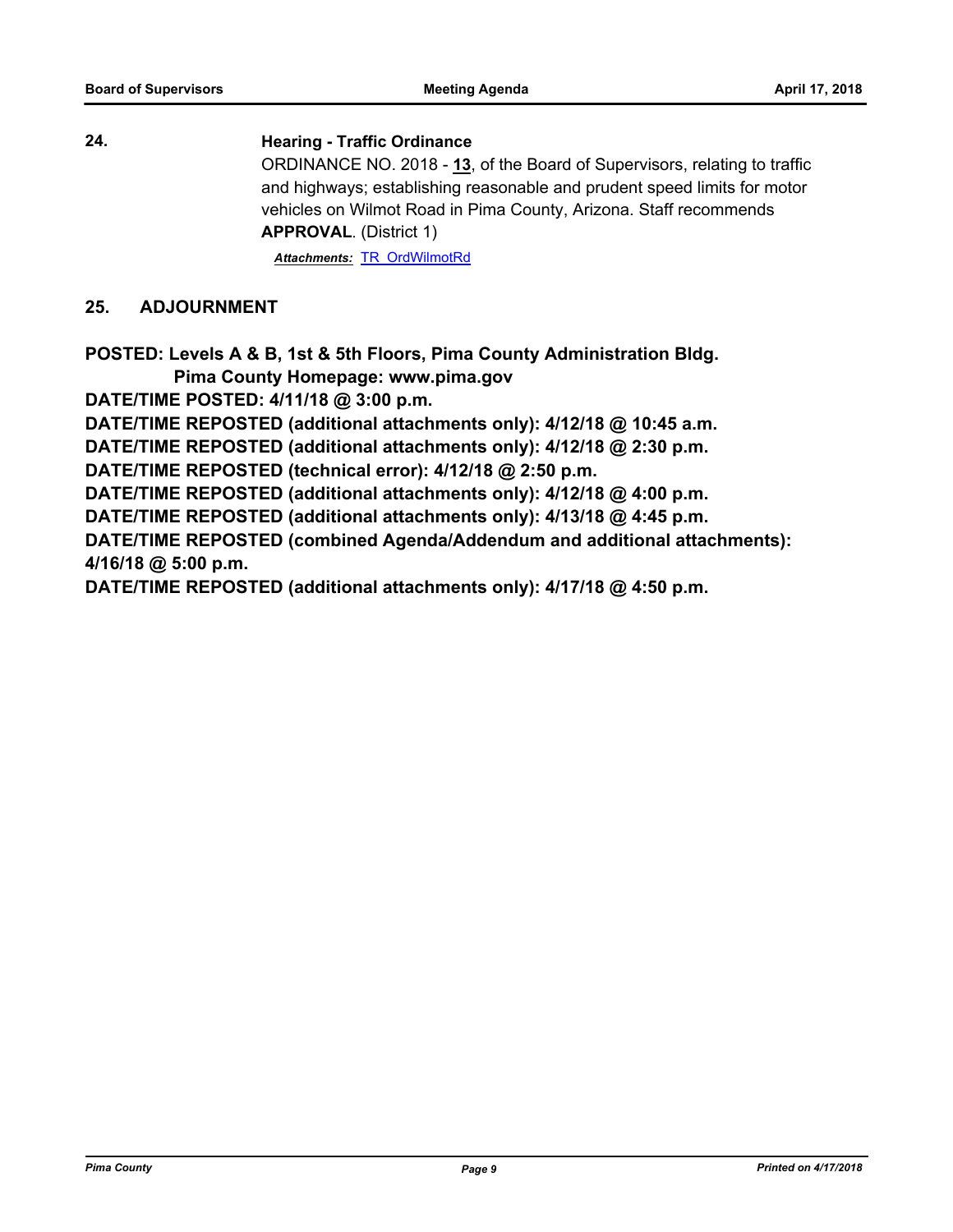**24.** **Hearing - Traffic Ordinance**

ORDINANCE NO. 2018 - **13**, of the Board of Supervisors, relating to traffic and highways; establishing reasonable and prudent speed limits for motor vehicles on Wilmot Road in Pima County, Arizona. Staff recommends **APPROVAL**. (District 1)

***Attachments:*** TR_OrdWilmotRd

## 25. ADJOURNMENT

**POSTED: Levels A & B, 1st & 5th Floors, Pima County Administration Bldg.**
**Pima County Homepage: www.pima.gov**
**DATE/TIME POSTED: 4/11/18 @ 3:00 p.m.**
**DATE/TIME REPOSTED (additional attachments only): 4/12/18 @ 10:45 a.m.**
**DATE/TIME REPOSTED (additional attachments only): 4/12/18 @ 2:30 p.m.**
**DATE/TIME REPOSTED (technical error): 4/12/18 @ 2:50 p.m.**
**DATE/TIME REPOSTED (additional attachments only): 4/12/18 @ 4:00 p.m.**
**DATE/TIME REPOSTED (additional attachments only): 4/13/18 @ 4:45 p.m.**
**DATE/TIME REPOSTED (combined Agenda/Addendum and additional attachments): 4/16/18 @ 5:00 p.m.**
**DATE/TIME REPOSTED (additional attachments only): 4/17/18 @ 4:50 p.m.**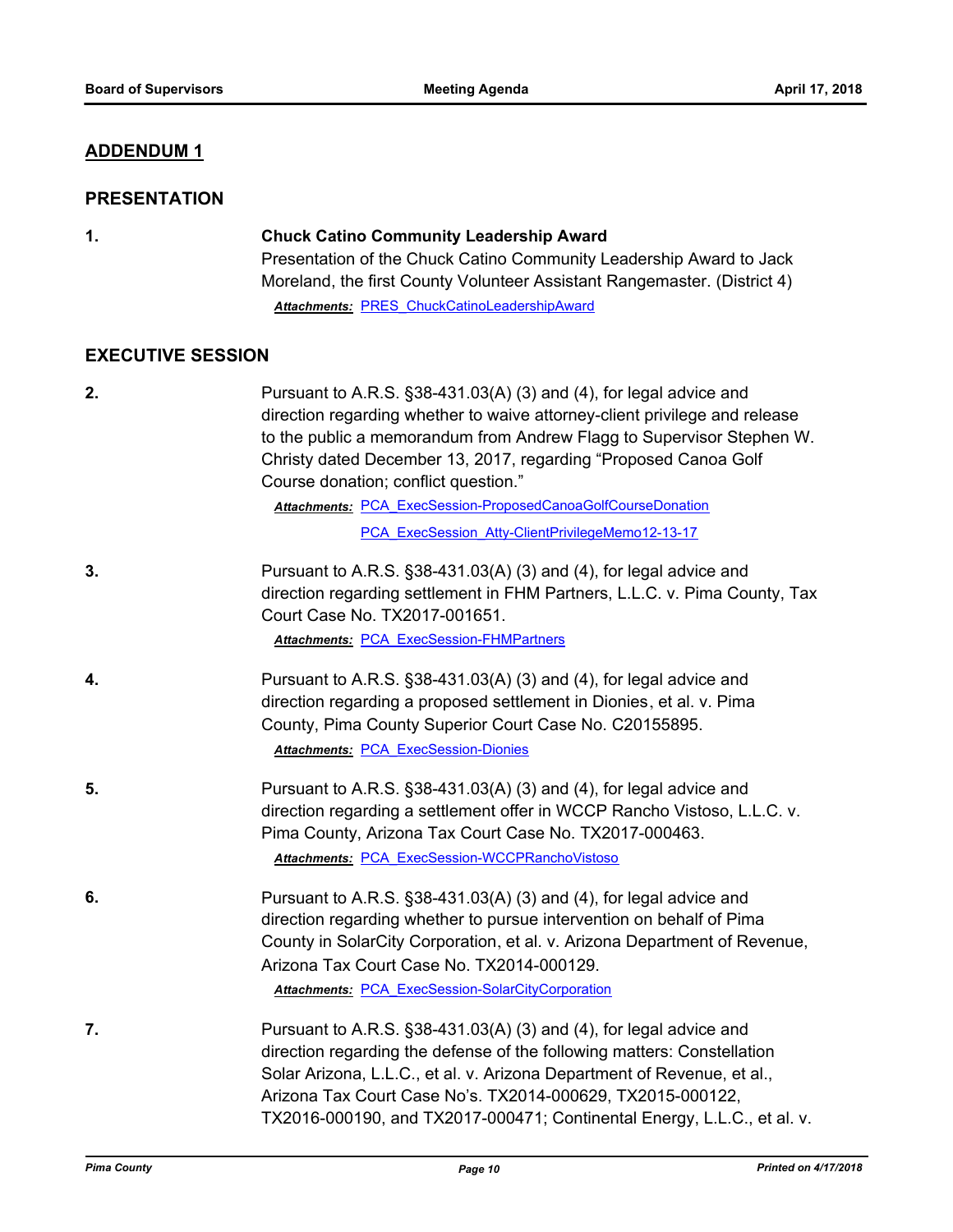## ADDENDUM 1

### PRESENTATION

**1.** **Chuck Catino Community Leadership Award**

Presentation of the Chuck Catino Community Leadership Award to Jack Moreland, the first County Volunteer Assistant Rangemaster. (District 4)

***Attachments:*** PRES_ChuckCatinoLeadershipAward

### EXECUTIVE SESSION

**2.** Pursuant to A.R.S. §38-431.03(A) (3) and (4), for legal advice and direction regarding whether to waive attorney-client privilege and release to the public a memorandum from Andrew Flagg to Supervisor Stephen W. Christy dated December 13, 2017, regarding "Proposed Canoa Golf Course donation; conflict question."

***Attachments:*** PCA_ExecSession-ProposedCanoaGolfCourseDonation
PCA_ExecSession_Atty-ClientPrivilegeMemo12-13-17

**3.** Pursuant to A.R.S. §38-431.03(A) (3) and (4), for legal advice and direction regarding settlement in FHM Partners, L.L.C. v. Pima County, Tax Court Case No. TX2017-001651.

***Attachments:*** PCA_ExecSession-FHMPartners

**4.** Pursuant to A.R.S. §38-431.03(A) (3) and (4), for legal advice and direction regarding a proposed settlement in Dionies, et al. v. Pima County, Pima County Superior Court Case No. C20155895.

***Attachments:*** PCA_ExecSession-Dionies

**5.** Pursuant to A.R.S. §38-431.03(A) (3) and (4), for legal advice and direction regarding a settlement offer in WCCP Rancho Vistoso, L.L.C. v. Pima County, Arizona Tax Court Case No. TX2017-000463.

***Attachments:*** PCA_ExecSession-WCCPRanchoVistoso

**6.** Pursuant to A.R.S. §38-431.03(A) (3) and (4), for legal advice and direction regarding whether to pursue intervention on behalf of Pima County in SolarCity Corporation, et al. v. Arizona Department of Revenue, Arizona Tax Court Case No. TX2014-000129.

***Attachments:*** PCA_ExecSession-SolarCityCorporation

**7.** Pursuant to A.R.S. §38-431.03(A) (3) and (4), for legal advice and direction regarding the defense of the following matters: Constellation Solar Arizona, L.L.C., et al. v. Arizona Department of Revenue, et al., Arizona Tax Court Case No's. TX2014-000629, TX2015-000122, TX2016-000190, and TX2017-000471; Continental Energy, L.L.C., et al. v.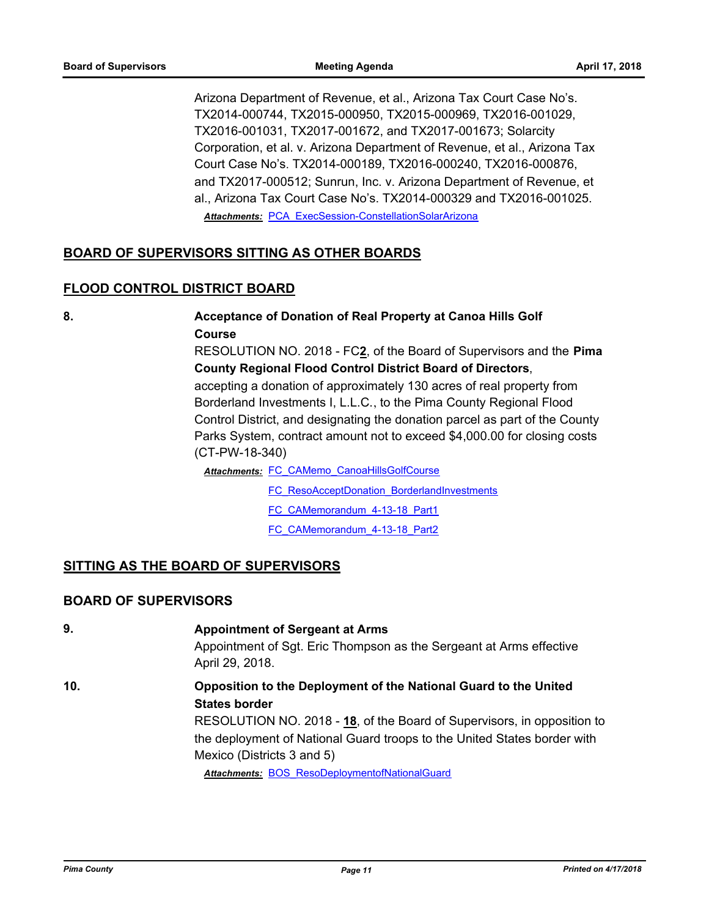Arizona Department of Revenue, et al., Arizona Tax Court Case No's. TX2014-000744, TX2015-000950, TX2015-000969, TX2016-001029, TX2016-001031, TX2017-001672, and TX2017-001673; Solarcity Corporation, et al. v. Arizona Department of Revenue, et al., Arizona Tax Court Case No's. TX2014-000189, TX2016-000240, TX2016-000876, and TX2017-000512; Sunrun, Inc. v. Arizona Department of Revenue, et al., Arizona Tax Court Case No's. TX2014-000329 and TX2016-001025.

***Attachments:*** PCA_ExecSession-ConstellationSolarArizona

## BOARD OF SUPERVISORS SITTING AS OTHER BOARDS

## FLOOD CONTROL DISTRICT BOARD

**8. Acceptance of Donation of Real Property at Canoa Hills Golf Course**

RESOLUTION NO. 2018 - FC**2**, of the Board of Supervisors and the **Pima County Regional Flood Control District Board of Directors**, accepting a donation of approximately 130 acres of real property from Borderland Investments I, L.L.C., to the Pima County Regional Flood Control District, and designating the donation parcel as part of the County Parks System, contract amount not to exceed $4,000.00 for closing costs (CT-PW-18-340)

***Attachments:*** FC_CAMemo_CanoaHillsGolfCourse

FC_ResoAcceptDonation_BorderlandInvestments

FC_CAMemorandum_4-13-18_Part1

FC_CAMemorandum_4-13-18_Part2

## SITTING AS THE BOARD OF SUPERVISORS

## BOARD OF SUPERVISORS

**9. Appointment of Sergeant at Arms**

Appointment of Sgt. Eric Thompson as the Sergeant at Arms effective April 29, 2018.

**10. Opposition to the Deployment of the National Guard to the United States border**

RESOLUTION NO. 2018 - **18**, of the Board of Supervisors, in opposition to the deployment of National Guard troops to the United States border with Mexico (Districts 3 and 5)

***Attachments:*** BOS_ResoDeploymentofNationalGuard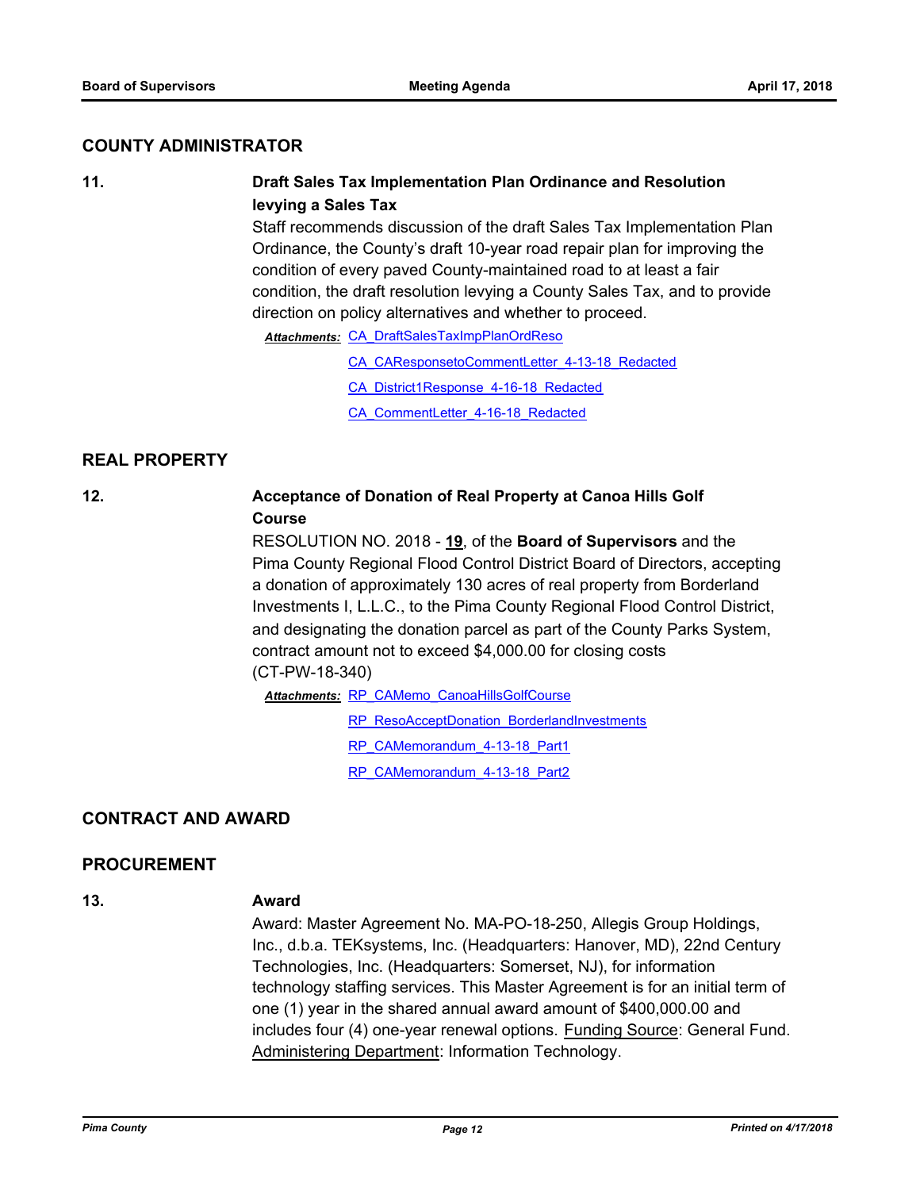## COUNTY ADMINISTRATOR

**11.** **Draft Sales Tax Implementation Plan Ordinance and Resolution levying a Sales Tax**

Staff recommends discussion of the draft Sales Tax Implementation Plan Ordinance, the County's draft 10-year road repair plan for improving the condition of every paved County-maintained road to at least a fair condition, the draft resolution levying a County Sales Tax, and to provide direction on policy alternatives and whether to proceed.

***Attachments:*** CA_DraftSalesTaxImpPlanOrdReso

CA_CAResponsetoCommentLetter_4-13-18_Redacted

CA_District1Response_4-16-18_Redacted

CA_CommentLetter_4-16-18_Redacted

## REAL PROPERTY

**12.** **Acceptance of Donation of Real Property at Canoa Hills Golf Course**

RESOLUTION NO. 2018 - **19**, of the **Board of Supervisors** and the Pima County Regional Flood Control District Board of Directors, accepting a donation of approximately 130 acres of real property from Borderland Investments I, L.L.C., to the Pima County Regional Flood Control District, and designating the donation parcel as part of the County Parks System, contract amount not to exceed $4,000.00 for closing costs (CT-PW-18-340)

***Attachments:*** RP_CAMemo_CanoaHillsGolfCourse

RP_ResoAcceptDonation_BorderlandInvestments

RP_CAMemorandum_4-13-18_Part1

RP_CAMemorandum_4-13-18_Part2

## CONTRACT AND AWARD

## PROCUREMENT

**13.** **Award**

Award: Master Agreement No. MA-PO-18-250, Allegis Group Holdings, Inc., d.b.a. TEKsystems, Inc. (Headquarters: Hanover, MD), 22nd Century Technologies, Inc. (Headquarters: Somerset, NJ), for information technology staffing services. This Master Agreement is for an initial term of one (1) year in the shared annual award amount of $400,000.00 and includes four (4) one-year renewal options. Funding Source: General Fund. Administering Department: Information Technology.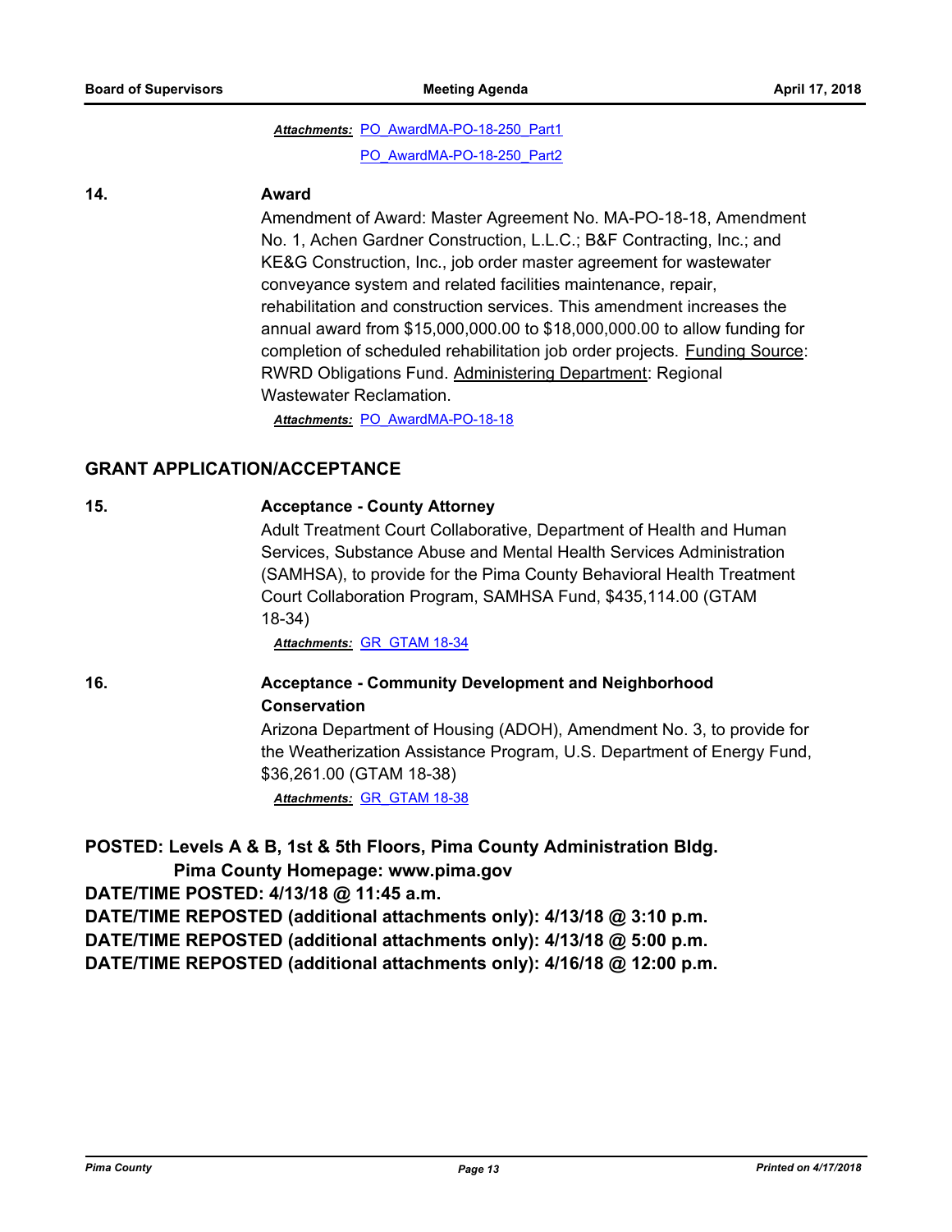*Attachments:* PO_AwardMA-PO-18-250_Part1

PO_AwardMA-PO-18-250_Part2

**14.** **Award**

Amendment of Award: Master Agreement No. MA-PO-18-18, Amendment No. 1, Achen Gardner Construction, L.L.C.; B&F Contracting, Inc.; and KE&G Construction, Inc., job order master agreement for wastewater conveyance system and related facilities maintenance, repair, rehabilitation and construction services. This amendment increases the annual award from $15,000,000.00 to $18,000,000.00 to allow funding for completion of scheduled rehabilitation job order projects. Funding Source: RWRD Obligations Fund. Administering Department: Regional Wastewater Reclamation.

*Attachments:* PO_AwardMA-PO-18-18

## GRANT APPLICATION/ACCEPTANCE

**15.** **Acceptance - County Attorney**

Adult Treatment Court Collaborative, Department of Health and Human Services, Substance Abuse and Mental Health Services Administration (SAMHSA), to provide for the Pima County Behavioral Health Treatment Court Collaboration Program, SAMHSA Fund, $435,114.00 (GTAM 18-34)

*Attachments:* GR_GTAM 18-34

**16.** **Acceptance - Community Development and Neighborhood Conservation**

Arizona Department of Housing (ADOH), Amendment No. 3, to provide for the Weatherization Assistance Program, U.S. Department of Energy Fund, $36,261.00 (GTAM 18-38)

*Attachments:* GR_GTAM 18-38

**POSTED: Levels A & B, 1st & 5th Floors, Pima County Administration Bldg.**
**Pima County Homepage: www.pima.gov**
**DATE/TIME POSTED: 4/13/18 @ 11:45 a.m.**
**DATE/TIME REPOSTED (additional attachments only): 4/13/18 @ 3:10 p.m.**
**DATE/TIME REPOSTED (additional attachments only): 4/13/18 @ 5:00 p.m.**
**DATE/TIME REPOSTED (additional attachments only): 4/16/18 @ 12:00 p.m.**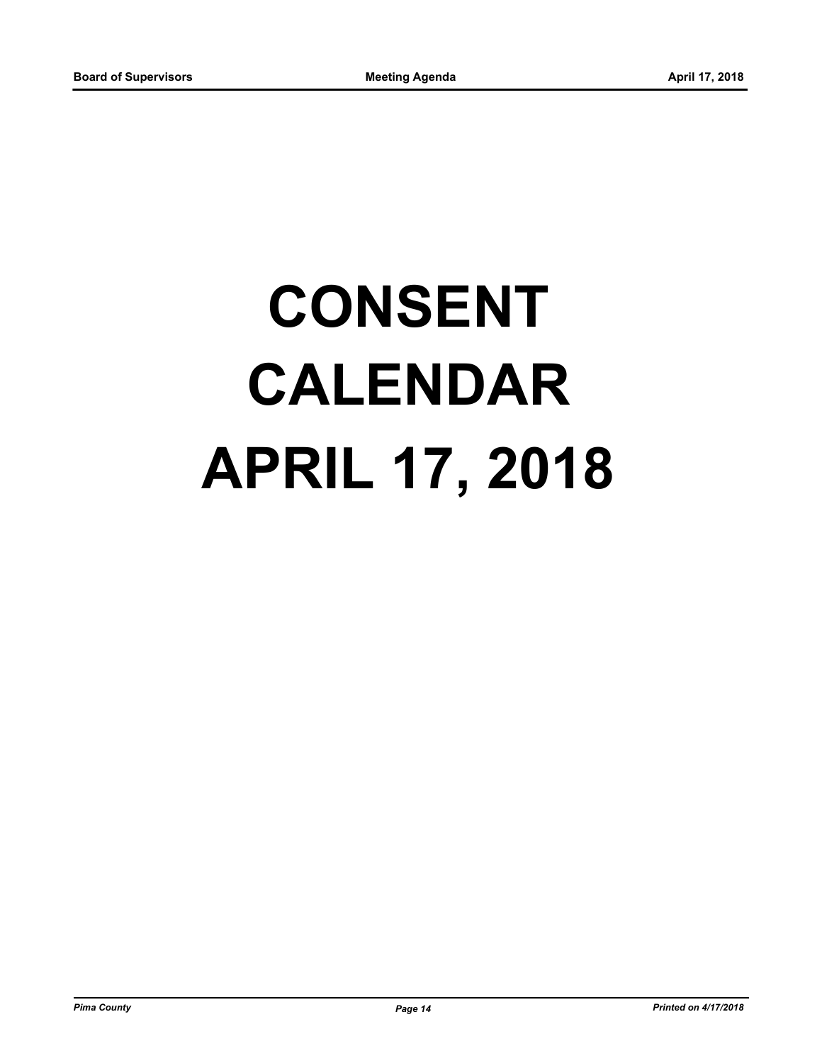# CONSENT CALENDAR APRIL 17, 2018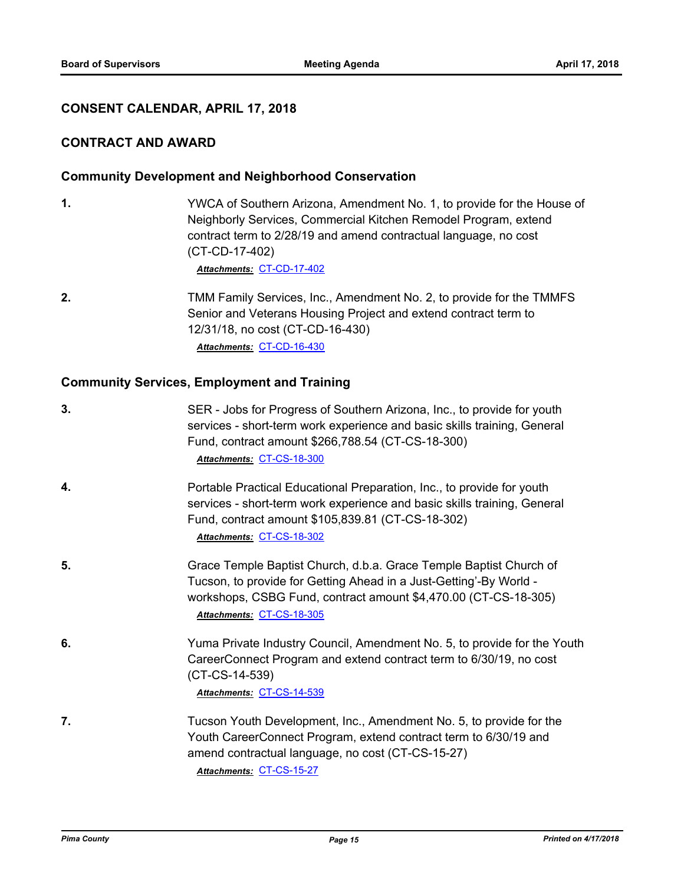## CONSENT CALENDAR, APRIL 17, 2018

## CONTRACT AND AWARD

### Community Development and Neighborhood Conservation

**1.** YWCA of Southern Arizona, Amendment No. 1, to provide for the House of Neighborly Services, Commercial Kitchen Remodel Program, extend contract term to 2/28/19 and amend contractual language, no cost (CT-CD-17-402)

***Attachments:*** CT-CD-17-402

**2.** TMM Family Services, Inc., Amendment No. 2, to provide for the TMMFS Senior and Veterans Housing Project and extend contract term to 12/31/18, no cost (CT-CD-16-430)

***Attachments:*** CT-CD-16-430

### Community Services, Employment and Training

**3.** SER - Jobs for Progress of Southern Arizona, Inc., to provide for youth services - short-term work experience and basic skills training, General Fund, contract amount $266,788.54 (CT-CS-18-300)

***Attachments:*** CT-CS-18-300

**4.** Portable Practical Educational Preparation, Inc., to provide for youth services - short-term work experience and basic skills training, General Fund, contract amount $105,839.81 (CT-CS-18-302)

***Attachments:*** CT-CS-18-302

**5.** Grace Temple Baptist Church, d.b.a. Grace Temple Baptist Church of Tucson, to provide for Getting Ahead in a Just-Getting'-By World - workshops, CSBG Fund, contract amount $4,470.00 (CT-CS-18-305)

***Attachments:*** CT-CS-18-305

**6.** Yuma Private Industry Council, Amendment No. 5, to provide for the Youth CareerConnect Program and extend contract term to 6/30/19, no cost (CT-CS-14-539)

***Attachments:*** CT-CS-14-539

**7.** Tucson Youth Development, Inc., Amendment No. 5, to provide for the Youth CareerConnect Program, extend contract term to 6/30/19 and amend contractual language, no cost (CT-CS-15-27)

***Attachments:*** CT-CS-15-27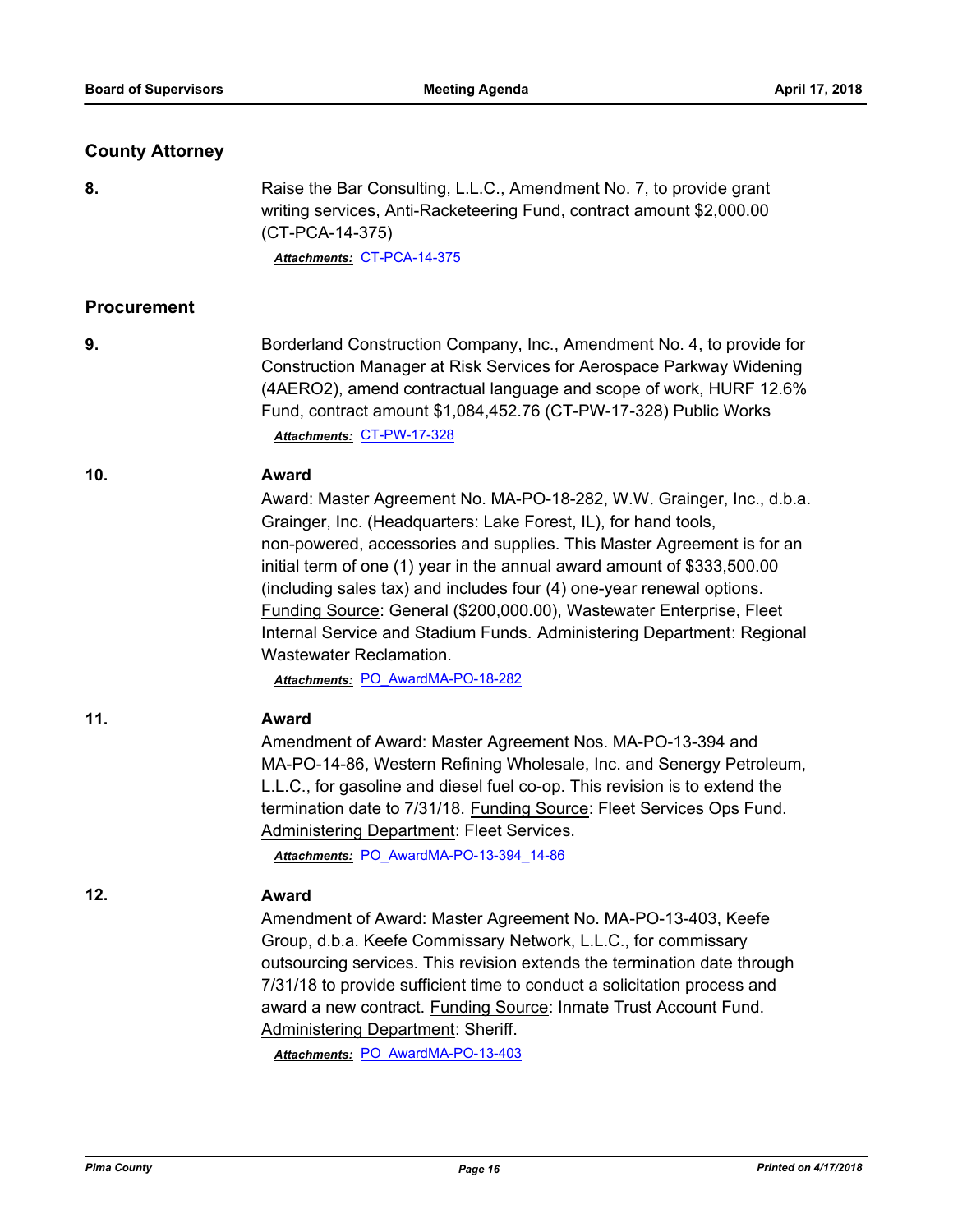## County Attorney

**8.** Raise the Bar Consulting, L.L.C., Amendment No. 7, to provide grant writing services, Anti-Racketeering Fund, contract amount $2,000.00 (CT-PCA-14-375)

***Attachments:*** CT-PCA-14-375

## Procurement

**9.** Borderland Construction Company, Inc., Amendment No. 4, to provide for Construction Manager at Risk Services for Aerospace Parkway Widening (4AERO2), amend contractual language and scope of work, HURF 12.6% Fund, contract amount $1,084,452.76 (CT-PW-17-328) Public Works

***Attachments:*** CT-PW-17-328

**10.** **Award**

Award: Master Agreement No. MA-PO-18-282, W.W. Grainger, Inc., d.b.a. Grainger, Inc. (Headquarters: Lake Forest, IL), for hand tools, non-powered, accessories and supplies. This Master Agreement is for an initial term of one (1) year in the annual award amount of $333,500.00 (including sales tax) and includes four (4) one-year renewal options. Funding Source: General ($200,000.00), Wastewater Enterprise, Fleet Internal Service and Stadium Funds. Administering Department: Regional Wastewater Reclamation.

***Attachments:*** PO_AwardMA-PO-18-282

**11.** **Award**

Amendment of Award: Master Agreement Nos. MA-PO-13-394 and MA-PO-14-86, Western Refining Wholesale, Inc. and Senergy Petroleum, L.L.C., for gasoline and diesel fuel co-op. This revision is to extend the termination date to 7/31/18. Funding Source: Fleet Services Ops Fund. Administering Department: Fleet Services.

***Attachments:*** PO_AwardMA-PO-13-394_14-86

**12.** **Award**

Amendment of Award: Master Agreement No. MA-PO-13-403, Keefe Group, d.b.a. Keefe Commissary Network, L.L.C., for commissary outsourcing services. This revision extends the termination date through 7/31/18 to provide sufficient time to conduct a solicitation process and award a new contract. Funding Source: Inmate Trust Account Fund. Administering Department: Sheriff.

***Attachments:*** PO_AwardMA-PO-13-403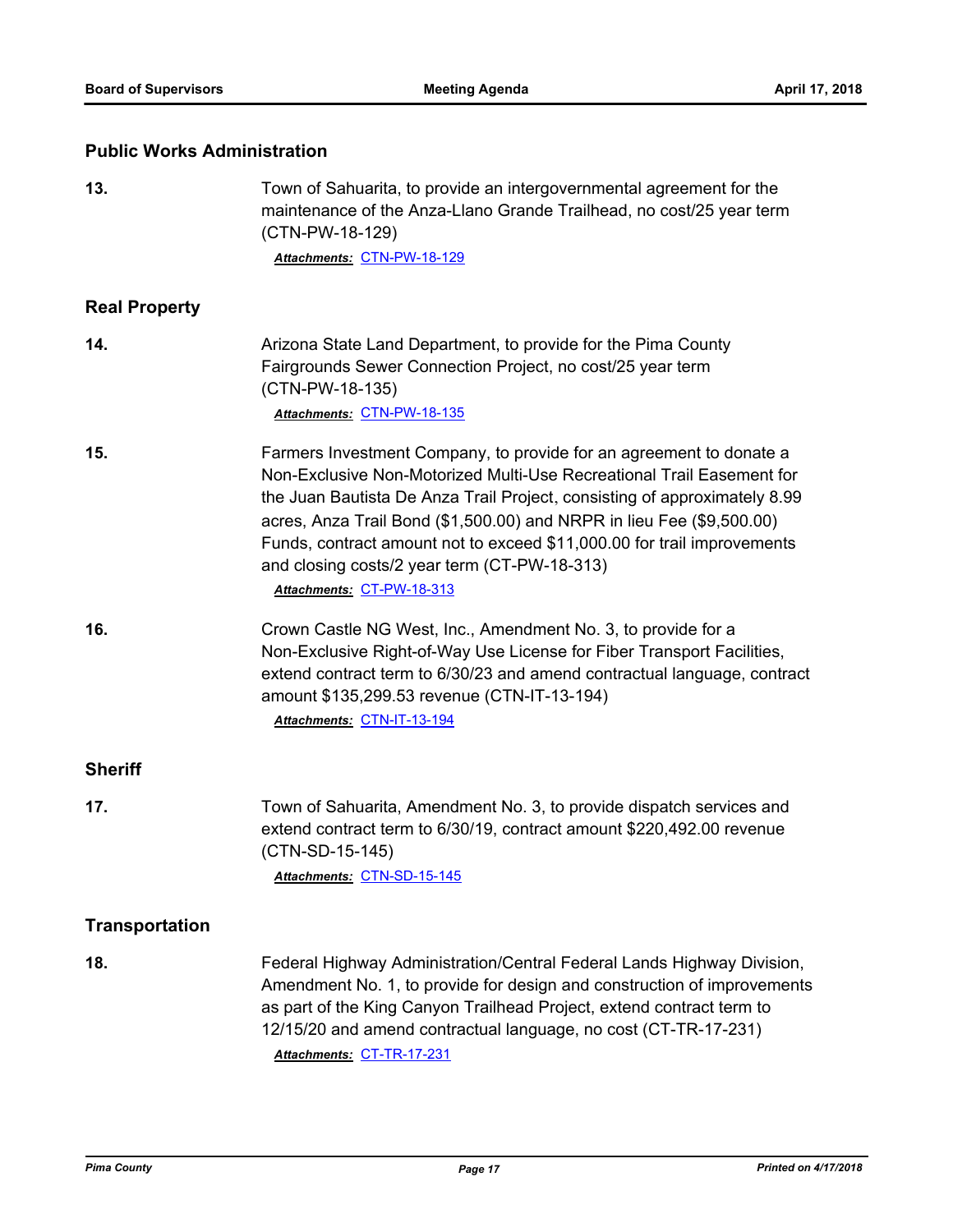## Public Works Administration

**13.** Town of Sahuarita, to provide an intergovernmental agreement for the maintenance of the Anza-Llano Grande Trailhead, no cost/25 year term (CTN-PW-18-129)

***Attachments:*** CTN-PW-18-129

## Real Property

**14.** Arizona State Land Department, to provide for the Pima County Fairgrounds Sewer Connection Project, no cost/25 year term (CTN-PW-18-135)

***Attachments:*** CTN-PW-18-135

**15.** Farmers Investment Company, to provide for an agreement to donate a Non-Exclusive Non-Motorized Multi-Use Recreational Trail Easement for the Juan Bautista De Anza Trail Project, consisting of approximately 8.99 acres, Anza Trail Bond ($1,500.00) and NRPR in lieu Fee ($9,500.00) Funds, contract amount not to exceed $11,000.00 for trail improvements and closing costs/2 year term (CT-PW-18-313)

***Attachments:*** CT-PW-18-313

**16.** Crown Castle NG West, Inc., Amendment No. 3, to provide for a Non-Exclusive Right-of-Way Use License for Fiber Transport Facilities, extend contract term to 6/30/23 and amend contractual language, contract amount $135,299.53 revenue (CTN-IT-13-194)

***Attachments:*** CTN-IT-13-194

## Sheriff

**17.** Town of Sahuarita, Amendment No. 3, to provide dispatch services and extend contract term to 6/30/19, contract amount $220,492.00 revenue (CTN-SD-15-145)

***Attachments:*** CTN-SD-15-145

## Transportation

**18.** Federal Highway Administration/Central Federal Lands Highway Division, Amendment No. 1, to provide for design and construction of improvements as part of the King Canyon Trailhead Project, extend contract term to 12/15/20 and amend contractual language, no cost (CT-TR-17-231)

***Attachments:*** CT-TR-17-231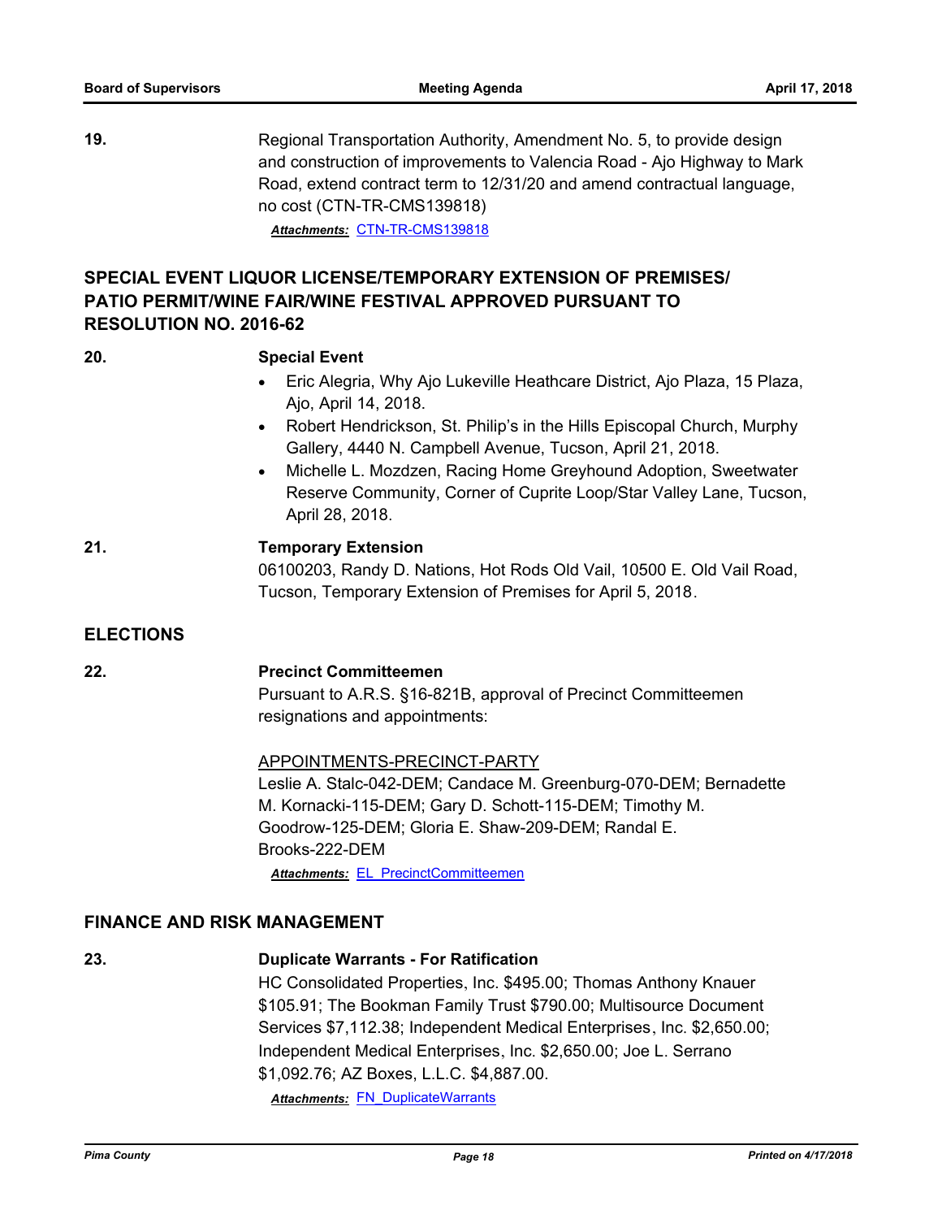**19.** Regional Transportation Authority, Amendment No. 5, to provide design and construction of improvements to Valencia Road - Ajo Highway to Mark Road, extend contract term to 12/31/20 and amend contractual language, no cost (CTN-TR-CMS139818)

***Attachments:*** CTN-TR-CMS139818

## SPECIAL EVENT LIQUOR LICENSE/TEMPORARY EXTENSION OF PREMISES/ PATIO PERMIT/WINE FAIR/WINE FESTIVAL APPROVED PURSUANT TO RESOLUTION NO. 2016-62

**20.** **Special Event**

- Eric Alegria, Why Ajo Lukeville Heathcare District, Ajo Plaza, 15 Plaza, Ajo, April 14, 2018.
- Robert Hendrickson, St. Philip's in the Hills Episcopal Church, Murphy Gallery, 4440 N. Campbell Avenue, Tucson, April 21, 2018.
- Michelle L. Mozdzen, Racing Home Greyhound Adoption, Sweetwater Reserve Community, Corner of Cuprite Loop/Star Valley Lane, Tucson, April 28, 2018.

**21.** **Temporary Extension**

06100203, Randy D. Nations, Hot Rods Old Vail, 10500 E. Old Vail Road, Tucson, Temporary Extension of Premises for April 5, 2018.

## ELECTIONS

**22.** **Precinct Committeemen**

Pursuant to A.R.S. §16-821B, approval of Precinct Committeemen resignations and appointments:

APPOINTMENTS-PRECINCT-PARTY

Leslie A. Stalc-042-DEM; Candace M. Greenburg-070-DEM; Bernadette M. Kornacki-115-DEM; Gary D. Schott-115-DEM; Timothy M. Goodrow-125-DEM; Gloria E. Shaw-209-DEM; Randal E. Brooks-222-DEM

***Attachments:*** EL_PrecinctCommitteemen

## FINANCE AND RISK MANAGEMENT

**23.** **Duplicate Warrants - For Ratification**

HC Consolidated Properties, Inc. $495.00; Thomas Anthony Knauer $105.91; The Bookman Family Trust $790.00; Multisource Document Services $7,112.38; Independent Medical Enterprises, Inc. $2,650.00; Independent Medical Enterprises, Inc. $2,650.00; Joe L. Serrano $1,092.76; AZ Boxes, L.L.C. $4,887.00.

***Attachments:*** FN_DuplicateWarrants